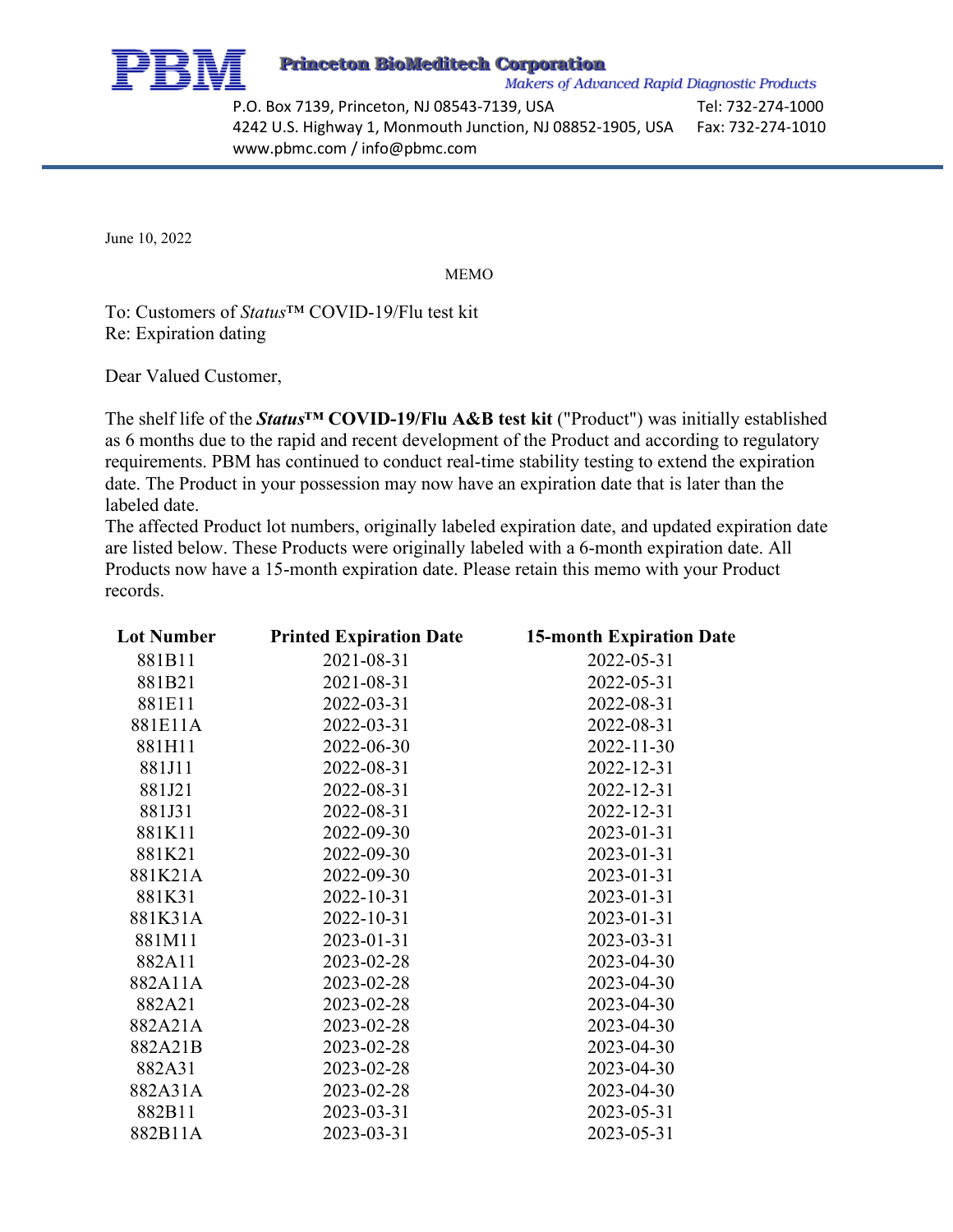**PBM** **Princeton BioMeditech Corporation**
*Makers of Advanced Rapid Diagnostic Products*

P.O. Box 7139, Princeton, NJ 08543-7139, USA
4242 U.S. Highway 1, Monmouth Junction, NJ 08852-1905, USA
www.pbmc.com / info@pbmc.com

Tel: 732-274-1000
Fax: 732-274-1010

June 10, 2022

MEMO

To: Customers of *Status*™ COVID-19/Flu test kit
Re: Expiration dating

Dear Valued Customer,

The shelf life of the ***Status*™ COVID-19/Flu A&B test kit** ("Product") was initially established as 6 months due to the rapid and recent development of the Product and according to regulatory requirements. PBM has continued to conduct real-time stability testing to extend the expiration date. The Product in your possession may now have an expiration date that is later than the labeled date.
The affected Product lot numbers, originally labeled expiration date, and updated expiration date are listed below. These Products were originally labeled with a 6-month expiration date. All Products now have a 15-month expiration date. Please retain this memo with your Product records.

| Lot Number | Printed Expiration Date | 15-month Expiration Date |
|---|---|---|
| 881B11 | 2021-08-31 | 2022-05-31 |
| 881B21 | 2021-08-31 | 2022-05-31 |
| 881E11 | 2022-03-31 | 2022-08-31 |
| 881E11A | 2022-03-31 | 2022-08-31 |
| 881H11 | 2022-06-30 | 2022-11-30 |
| 881J11 | 2022-08-31 | 2022-12-31 |
| 881J21 | 2022-08-31 | 2022-12-31 |
| 881J31 | 2022-08-31 | 2022-12-31 |
| 881K11 | 2022-09-30 | 2023-01-31 |
| 881K21 | 2022-09-30 | 2023-01-31 |
| 881K21A | 2022-09-30 | 2023-01-31 |
| 881K31 | 2022-10-31 | 2023-01-31 |
| 881K31A | 2022-10-31 | 2023-01-31 |
| 881M11 | 2023-01-31 | 2023-03-31 |
| 882A11 | 2023-02-28 | 2023-04-30 |
| 882A11A | 2023-02-28 | 2023-04-30 |
| 882A21 | 2023-02-28 | 2023-04-30 |
| 882A21A | 2023-02-28 | 2023-04-30 |
| 882A21B | 2023-02-28 | 2023-04-30 |
| 882A31 | 2023-02-28 | 2023-04-30 |
| 882A31A | 2023-02-28 | 2023-04-30 |
| 882B11 | 2023-03-31 | 2023-05-31 |
| 882B11A | 2023-03-31 | 2023-05-31 |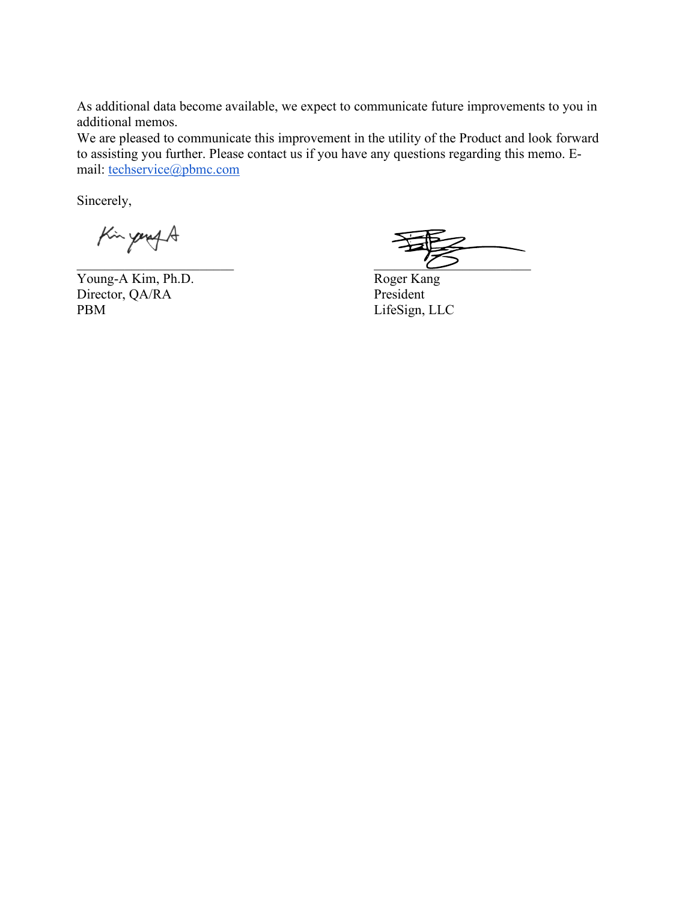As additional data become available, we expect to communicate future improvements to you in additional memos.

We are pleased to communicate this improvement in the utility of the Product and look forward to assisting you further. Please contact us if you have any questions regarding this memo. E-mail: techservice@pbmc.com

Sincerely,

| | |
|---|---|
| Young-A Kim, Ph.D. | Roger Kang |
| Director, QA/RA | President |
| PBM | LifeSign, LLC |